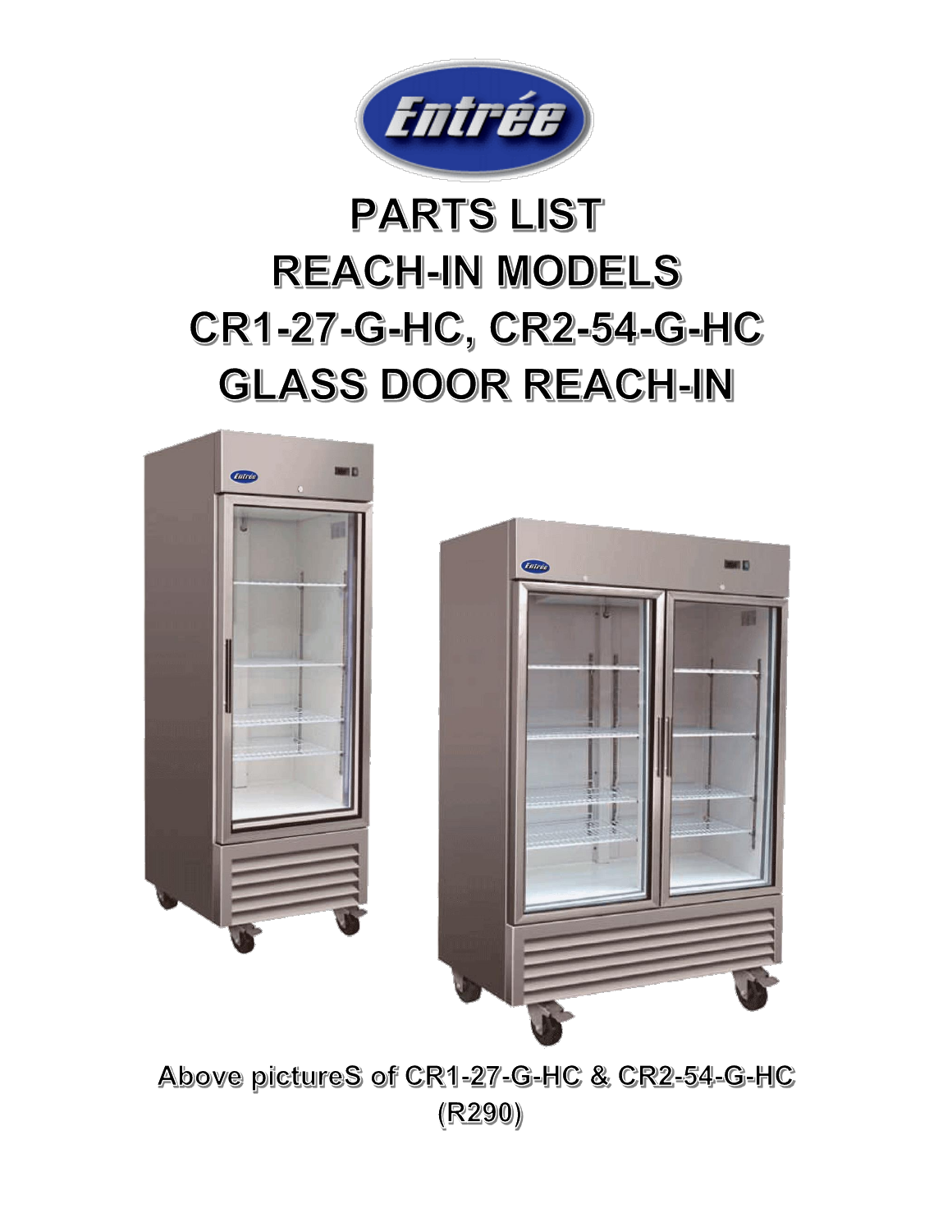# PARTS LIST

# REACH-IN MODELS

# CR1-27-G-HC, CR2-54-G-HC

# GLASS DOOR REACH-IN

Above pictureS of CR1-27-G-HC & CR2-54-G-HC (R290)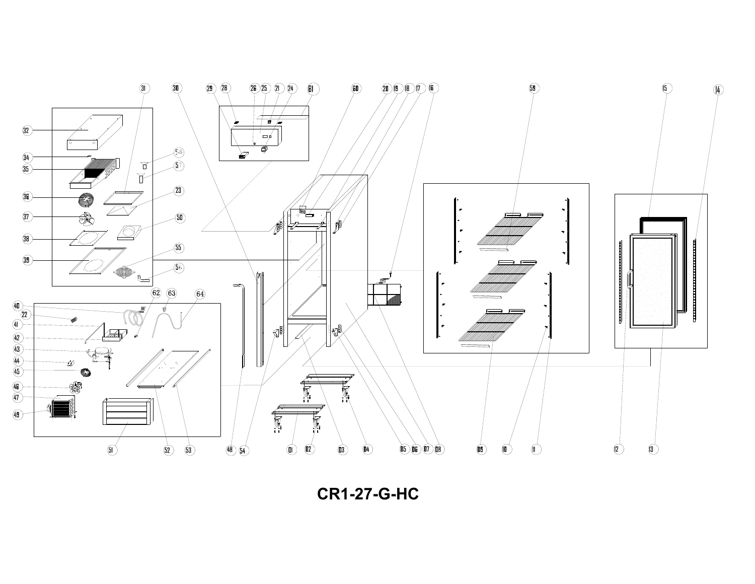# CR1-27-G-HC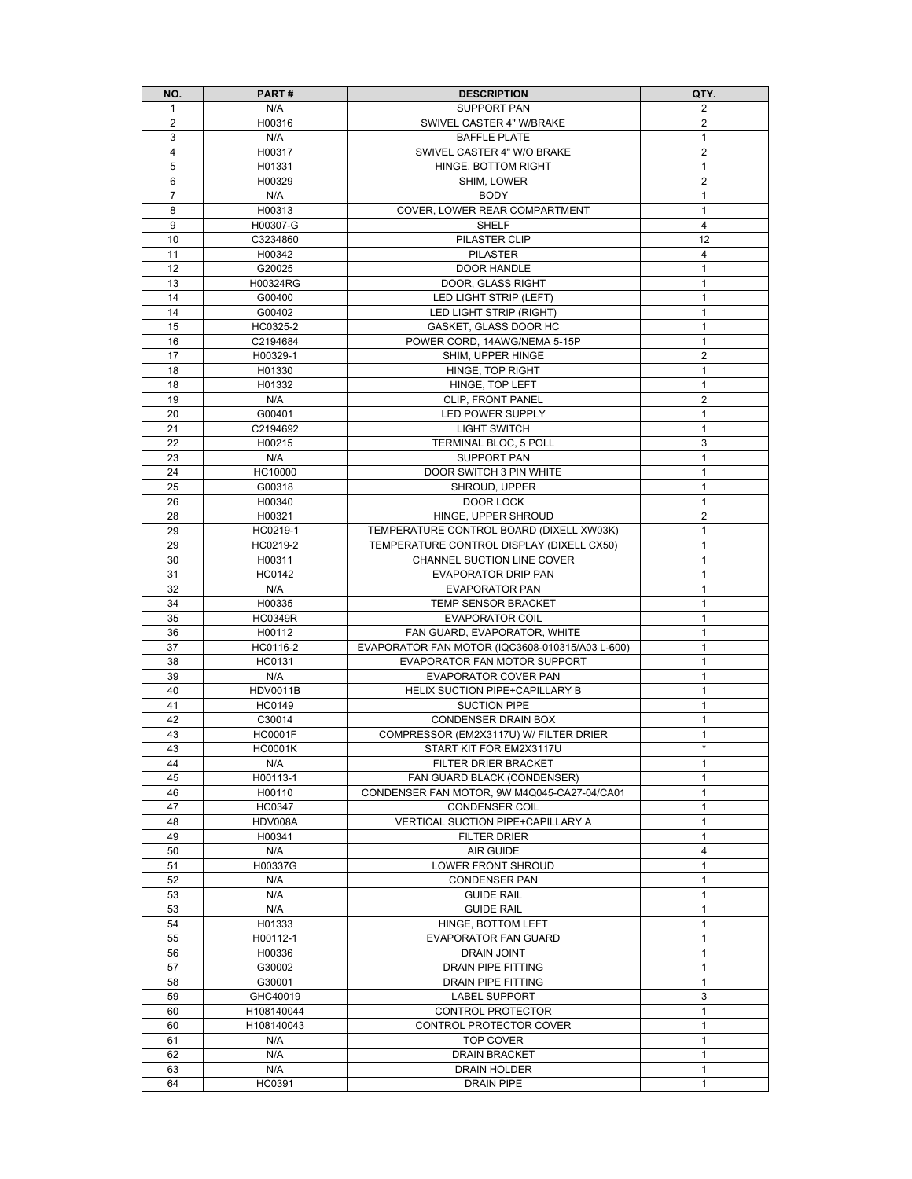| NO. | PART # | DESCRIPTION | QTY. |
|---|---|---|---|
| 1 | N/A | SUPPORT PAN | 2 |
| 2 | H00316 | SWIVEL CASTER 4" W/BRAKE | 2 |
| 3 | N/A | BAFFLE PLATE | 1 |
| 4 | H00317 | SWIVEL CASTER 4" W/O BRAKE | 2 |
| 5 | H01331 | HINGE, BOTTOM RIGHT | 1 |
| 6 | H00329 | SHIM, LOWER | 2 |
| 7 | N/A | BODY | 1 |
| 8 | H00313 | COVER, LOWER REAR COMPARTMENT | 1 |
| 9 | H00307-G | SHELF | 4 |
| 10 | C3234860 | PILASTER CLIP | 12 |
| 11 | H00342 | PILASTER | 4 |
| 12 | G20025 | DOOR HANDLE | 1 |
| 13 | H00324RG | DOOR, GLASS RIGHT | 1 |
| 14 | G00400 | LED LIGHT STRIP (LEFT) | 1 |
| 14 | G00402 | LED LIGHT STRIP (RIGHT) | 1 |
| 15 | HC0325-2 | GASKET, GLASS DOOR HC | 1 |
| 16 | C2194684 | POWER CORD, 14AWG/NEMA 5-15P | 1 |
| 17 | H00329-1 | SHIM, UPPER HINGE | 2 |
| 18 | H01330 | HINGE, TOP RIGHT | 1 |
| 18 | H01332 | HINGE, TOP LEFT | 1 |
| 19 | N/A | CLIP, FRONT PANEL | 2 |
| 20 | G00401 | LED POWER SUPPLY | 1 |
| 21 | C2194692 | LIGHT SWITCH | 1 |
| 22 | H00215 | TERMINAL BLOC, 5 POLL | 3 |
| 23 | N/A | SUPPORT PAN | 1 |
| 24 | HC10000 | DOOR SWITCH 3 PIN WHITE | 1 |
| 25 | G00318 | SHROUD, UPPER | 1 |
| 26 | H00340 | DOOR LOCK | 1 |
| 28 | H00321 | HINGE, UPPER SHROUD | 2 |
| 29 | HC0219-1 | TEMPERATURE CONTROL BOARD (DIXELL XW03K) | 1 |
| 29 | HC0219-2 | TEMPERATURE CONTROL DISPLAY (DIXELL CX50) | 1 |
| 30 | H00311 | CHANNEL SUCTION LINE COVER | 1 |
| 31 | HC0142 | EVAPORATOR DRIP PAN | 1 |
| 32 | N/A | EVAPORATOR PAN | 1 |
| 34 | H00335 | TEMP SENSOR BRACKET | 1 |
| 35 | HC0349R | EVAPORATOR COIL | 1 |
| 36 | H00112 | FAN GUARD, EVAPORATOR, WHITE | 1 |
| 37 | HC0116-2 | EVAPORATOR FAN MOTOR (IQC3608-010315/A03 L-600) | 1 |
| 38 | HC0131 | EVAPORATOR FAN MOTOR SUPPORT | 1 |
| 39 | N/A | EVAPORATOR COVER PAN | 1 |
| 40 | HDV0011B | HELIX SUCTION PIPE+CAPILLARY B | 1 |
| 41 | HC0149 | SUCTION PIPE | 1 |
| 42 | C30014 | CONDENSER DRAIN BOX | 1 |
| 43 | HC0001F | COMPRESSOR (EM2X3117U) W/ FILTER DRIER | 1 |
| 43 | HC0001K | START KIT FOR EM2X3117U | * |
| 44 | N/A | FILTER DRIER BRACKET | 1 |
| 45 | H00113-1 | FAN GUARD BLACK (CONDENSER) | 1 |
| 46 | H00110 | CONDENSER FAN MOTOR, 9W M4Q045-CA27-04/CA01 | 1 |
| 47 | HC0347 | CONDENSER COIL | 1 |
| 48 | HDV008A | VERTICAL SUCTION PIPE+CAPILLARY A | 1 |
| 49 | H00341 | FILTER DRIER | 1 |
| 50 | N/A | AIR GUIDE | 4 |
| 51 | H00337G | LOWER FRONT SHROUD | 1 |
| 52 | N/A | CONDENSER PAN | 1 |
| 53 | N/A | GUIDE RAIL | 1 |
| 53 | N/A | GUIDE RAIL | 1 |
| 54 | H01333 | HINGE, BOTTOM LEFT | 1 |
| 55 | H00112-1 | EVAPORATOR FAN GUARD | 1 |
| 56 | H00336 | DRAIN JOINT | 1 |
| 57 | G30002 | DRAIN PIPE FITTING | 1 |
| 58 | G30001 | DRAIN PIPE FITTING | 1 |
| 59 | GHC40019 | LABEL SUPPORT | 3 |
| 60 | H108140044 | CONTROL PROTECTOR | 1 |
| 60 | H108140043 | CONTROL PROTECTOR COVER | 1 |
| 61 | N/A | TOP COVER | 1 |
| 62 | N/A | DRAIN BRACKET | 1 |
| 63 | N/A | DRAIN HOLDER | 1 |
| 64 | HC0391 | DRAIN PIPE | 1 |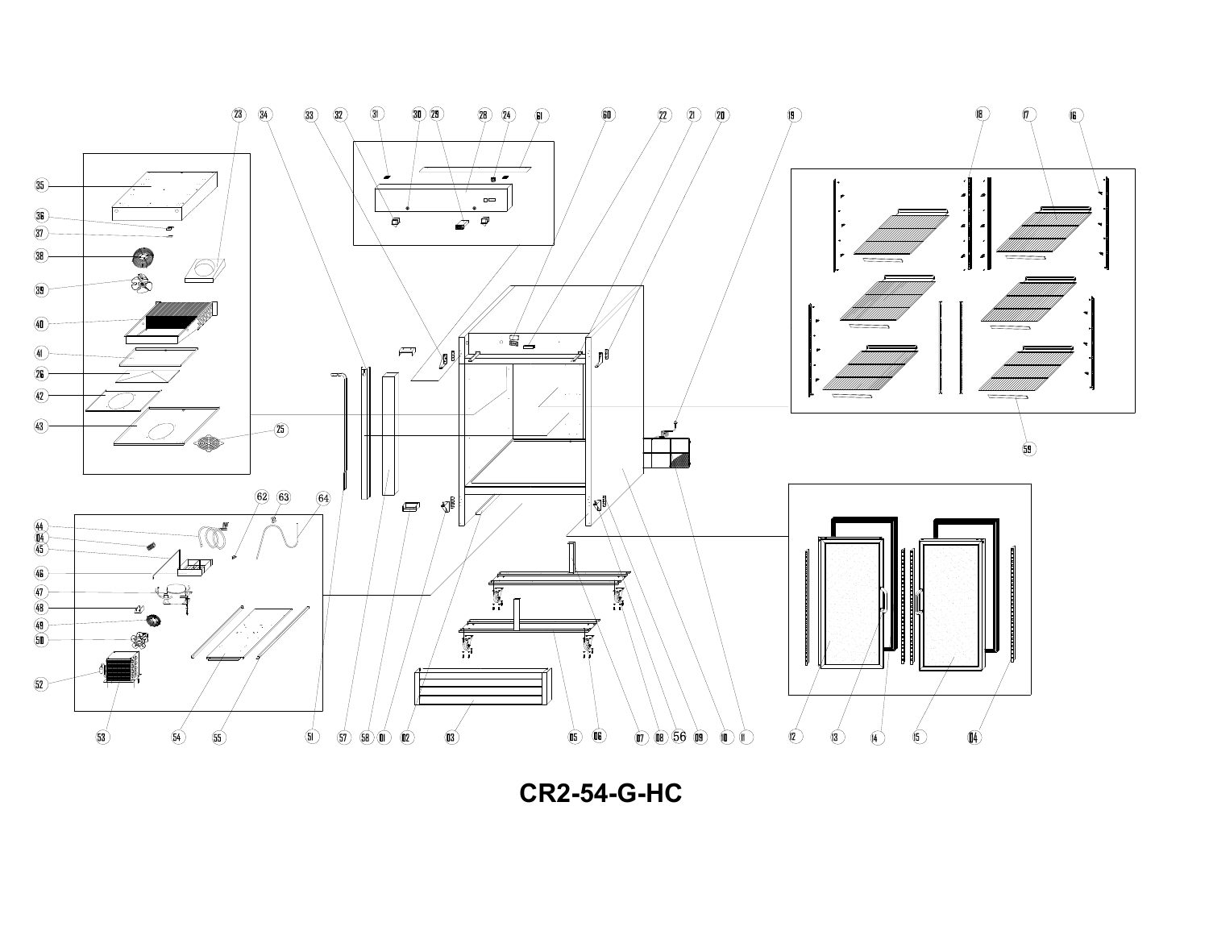# CR2-54-G-HC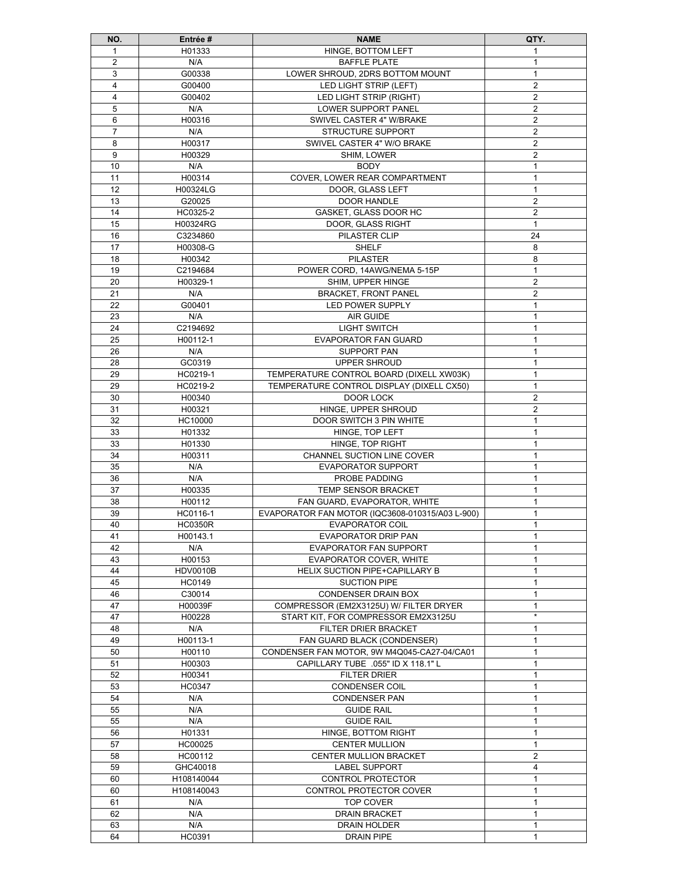| NO. | Entrée # | NAME | QTY. |
|---|---|---|---|
| 1 | H01333 | HINGE, BOTTOM LEFT | 1 |
| 2 | N/A | BAFFLE PLATE | 1 |
| 3 | G00338 | LOWER SHROUD, 2DRS BOTTOM MOUNT | 1 |
| 4 | G00400 | LED LIGHT STRIP (LEFT) | 2 |
| 4 | G00402 | LED LIGHT STRIP (RIGHT) | 2 |
| 5 | N/A | LOWER SUPPORT PANEL | 2 |
| 6 | H00316 | SWIVEL CASTER 4" W/BRAKE | 2 |
| 7 | N/A | STRUCTURE SUPPORT | 2 |
| 8 | H00317 | SWIVEL CASTER 4" W/O BRAKE | 2 |
| 9 | H00329 | SHIM, LOWER | 2 |
| 10 | N/A | BODY | 1 |
| 11 | H00314 | COVER, LOWER REAR COMPARTMENT | 1 |
| 12 | H00324LG | DOOR, GLASS LEFT | 1 |
| 13 | G20025 | DOOR HANDLE | 2 |
| 14 | HC0325-2 | GASKET, GLASS DOOR HC | 2 |
| 15 | H00324RG | DOOR, GLASS RIGHT | 1 |
| 16 | C3234860 | PILASTER CLIP | 24 |
| 17 | H00308-G | SHELF | 8 |
| 18 | H00342 | PILASTER | 8 |
| 19 | C2194684 | POWER CORD, 14AWG/NEMA 5-15P | 1 |
| 20 | H00329-1 | SHIM, UPPER HINGE | 2 |
| 21 | N/A | BRACKET, FRONT PANEL | 2 |
| 22 | G00401 | LED POWER SUPPLY | 1 |
| 23 | N/A | AIR GUIDE | 1 |
| 24 | C2194692 | LIGHT SWITCH | 1 |
| 25 | H00112-1 | EVAPORATOR FAN GUARD | 1 |
| 26 | N/A | SUPPORT PAN | 1 |
| 28 | GC0319 | UPPER SHROUD | 1 |
| 29 | HC0219-1 | TEMPERATURE CONTROL BOARD (DIXELL XW03K) | 1 |
| 29 | HC0219-2 | TEMPERATURE CONTROL DISPLAY (DIXELL CX50) | 1 |
| 30 | H00340 | DOOR LOCK | 2 |
| 31 | H00321 | HINGE, UPPER SHROUD | 2 |
| 32 | HC10000 | DOOR SWITCH 3 PIN WHITE | 1 |
| 33 | H01332 | HINGE, TOP LEFT | 1 |
| 33 | H01330 | HINGE, TOP RIGHT | 1 |
| 34 | H00311 | CHANNEL SUCTION LINE COVER | 1 |
| 35 | N/A | EVAPORATOR SUPPORT | 1 |
| 36 | N/A | PROBE PADDING | 1 |
| 37 | H00335 | TEMP SENSOR BRACKET | 1 |
| 38 | H00112 | FAN GUARD, EVAPORATOR, WHITE | 1 |
| 39 | HC0116-1 | EVAPORATOR FAN MOTOR (IQC3608-010315/A03 L-900) | 1 |
| 40 | HC0350R | EVAPORATOR COIL | 1 |
| 41 | H00143.1 | EVAPORATOR DRIP PAN | 1 |
| 42 | N/A | EVAPORATOR FAN SUPPORT | 1 |
| 43 | H00153 | EVAPORATOR COVER, WHITE | 1 |
| 44 | HDV0010B | HELIX SUCTION PIPE+CAPILLARY B | 1 |
| 45 | HC0149 | SUCTION PIPE | 1 |
| 46 | C30014 | CONDENSER DRAIN BOX | 1 |
| 47 | H00039F | COMPRESSOR (EM2X3125U) W/ FILTER DRYER | 1 |
| 47 | H00228 | START KIT, FOR COMPRESSOR EM2X3125U | * |
| 48 | N/A | FILTER DRIER BRACKET | 1 |
| 49 | H00113-1 | FAN GUARD BLACK (CONDENSER) | 1 |
| 50 | H00110 | CONDENSER FAN MOTOR, 9W M4Q045-CA27-04/CA01 | 1 |
| 51 | H00303 | CAPILLARY TUBE .055" ID X 118.1" L | 1 |
| 52 | H00341 | FILTER DRIER | 1 |
| 53 | HC0347 | CONDENSER COIL | 1 |
| 54 | N/A | CONDENSER PAN | 1 |
| 55 | N/A | GUIDE RAIL | 1 |
| 55 | N/A | GUIDE RAIL | 1 |
| 56 | H01331 | HINGE, BOTTOM RIGHT | 1 |
| 57 | HC00025 | CENTER MULLION | 1 |
| 58 | HC00112 | CENTER MULLION BRACKET | 2 |
| 59 | GHC40018 | LABEL SUPPORT | 4 |
| 60 | H108140044 | CONTROL PROTECTOR | 1 |
| 60 | H108140043 | CONTROL PROTECTOR COVER | 1 |
| 61 | N/A | TOP COVER | 1 |
| 62 | N/A | DRAIN BRACKET | 1 |
| 63 | N/A | DRAIN HOLDER | 1 |
| 64 | HC0391 | DRAIN PIPE | 1 |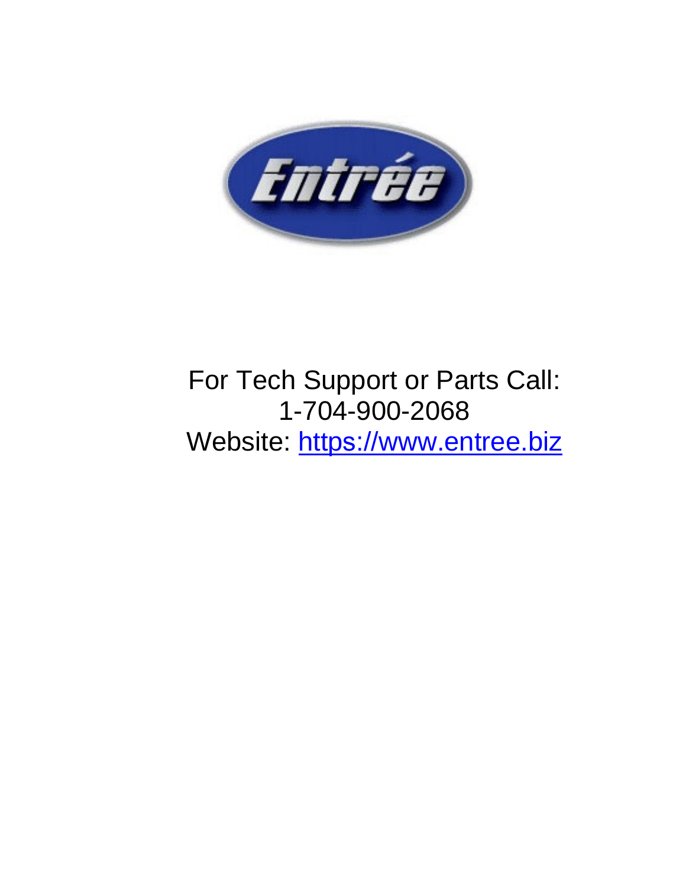Entrée

For Tech Support or Parts Call:
1-704-900-2068
Website: [https://www.entree.biz](https://www.entree.biz)